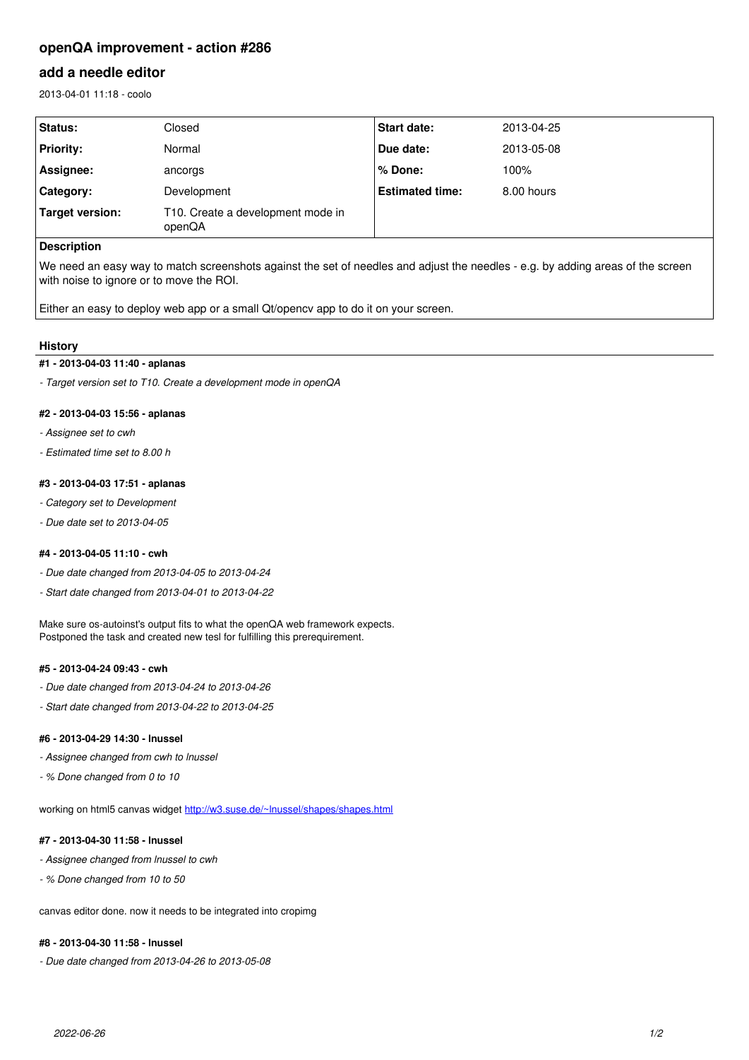# openQA improvement - action #286

## add a needle editor

2013-04-01 11:18 - coolo

| Status: | Closed | Start date: | 2013-04-25 |
|---|---|---|---|
| Priority: | Normal | Due date: | 2013-05-08 |
| Assignee: | ancorgs | % Done: | 100% |
| Category: | Development | Estimated time: | 8.00 hours |
| Target version: | T10. Create a development mode in openQA | | |

**Description**

We need an easy way to match screenshots against the set of needles and adjust the needles - e.g. by adding areas of the screen with noise to ignore or to move the ROI.

Either an easy to deploy web app or a small Qt/opencv app to do it on your screen.

### History

#### #1 - 2013-04-03 11:40 - aplanas

*- Target version set to T10. Create a development mode in openQA*

#### #2 - 2013-04-03 15:56 - aplanas

*- Assignee set to cwh*

*- Estimated time set to 8.00 h*

#### #3 - 2013-04-03 17:51 - aplanas

*- Category set to Development*

*- Due date set to 2013-04-05*

#### #4 - 2013-04-05 11:10 - cwh

*- Due date changed from 2013-04-05 to 2013-04-24*

*- Start date changed from 2013-04-01 to 2013-04-22*

Make sure os-autoinst's output fits to what the openQA web framework expects.
Postponed the task and created new tesl for fulfilling this prerequirement.

#### #5 - 2013-04-24 09:43 - cwh

*- Due date changed from 2013-04-24 to 2013-04-26*

*- Start date changed from 2013-04-22 to 2013-04-25*

#### #6 - 2013-04-29 14:30 - lnussel

*- Assignee changed from cwh to lnussel*

*- % Done changed from 0 to 10*

working on html5 canvas widget http://w3.suse.de/~lnussel/shapes/shapes.html

#### #7 - 2013-04-30 11:58 - lnussel

*- Assignee changed from lnussel to cwh*

*- % Done changed from 10 to 50*

canvas editor done. now it needs to be integrated into cropimg

#### #8 - 2013-04-30 11:58 - lnussel

*- Due date changed from 2013-04-26 to 2013-05-08*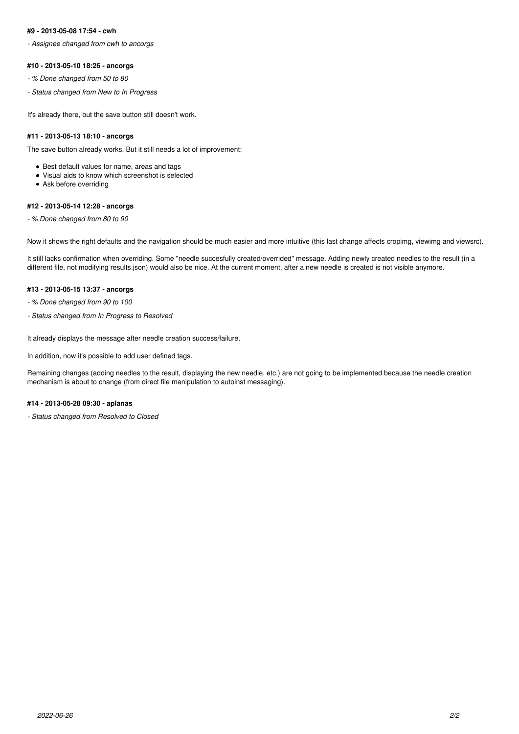#### #9 - 2013-05-08 17:54 - cwh

*- Assignee changed from cwh to ancorgs*

#### #10 - 2013-05-10 18:26 - ancorgs

*- % Done changed from 50 to 80*

*- Status changed from New to In Progress*

It's already there, but the save button still doesn't work.

#### #11 - 2013-05-13 18:10 - ancorgs

The save button already works. But it still needs a lot of improvement:

- Best default values for name, areas and tags
- Visual aids to know which screenshot is selected
- Ask before overriding

#### #12 - 2013-05-14 12:28 - ancorgs

*- % Done changed from 80 to 90*

Now it shows the right defaults and the navigation should be much easier and more intuitive (this last change affects cropimg, viewimg and viewsrc).

It still lacks confirmation when overriding. Some "needle succesfully created/overrided" message. Adding newly created needles to the result (in a different file, not modifying results.json) would also be nice. At the current moment, after a new needle is created is not visible anymore.

#### #13 - 2013-05-15 13:37 - ancorgs

*- % Done changed from 90 to 100*

*- Status changed from In Progress to Resolved*

It already displays the message after needle creation success/failure.

In addition, now it's possible to add user defined tags.

Remaining changes (adding needles to the result, displaying the new needle, etc.) are not going to be implemented because the needle creation mechanism is about to change (from direct file manipulation to autoinst messaging).

#### #14 - 2013-05-28 09:30 - aplanas

*- Status changed from Resolved to Closed*